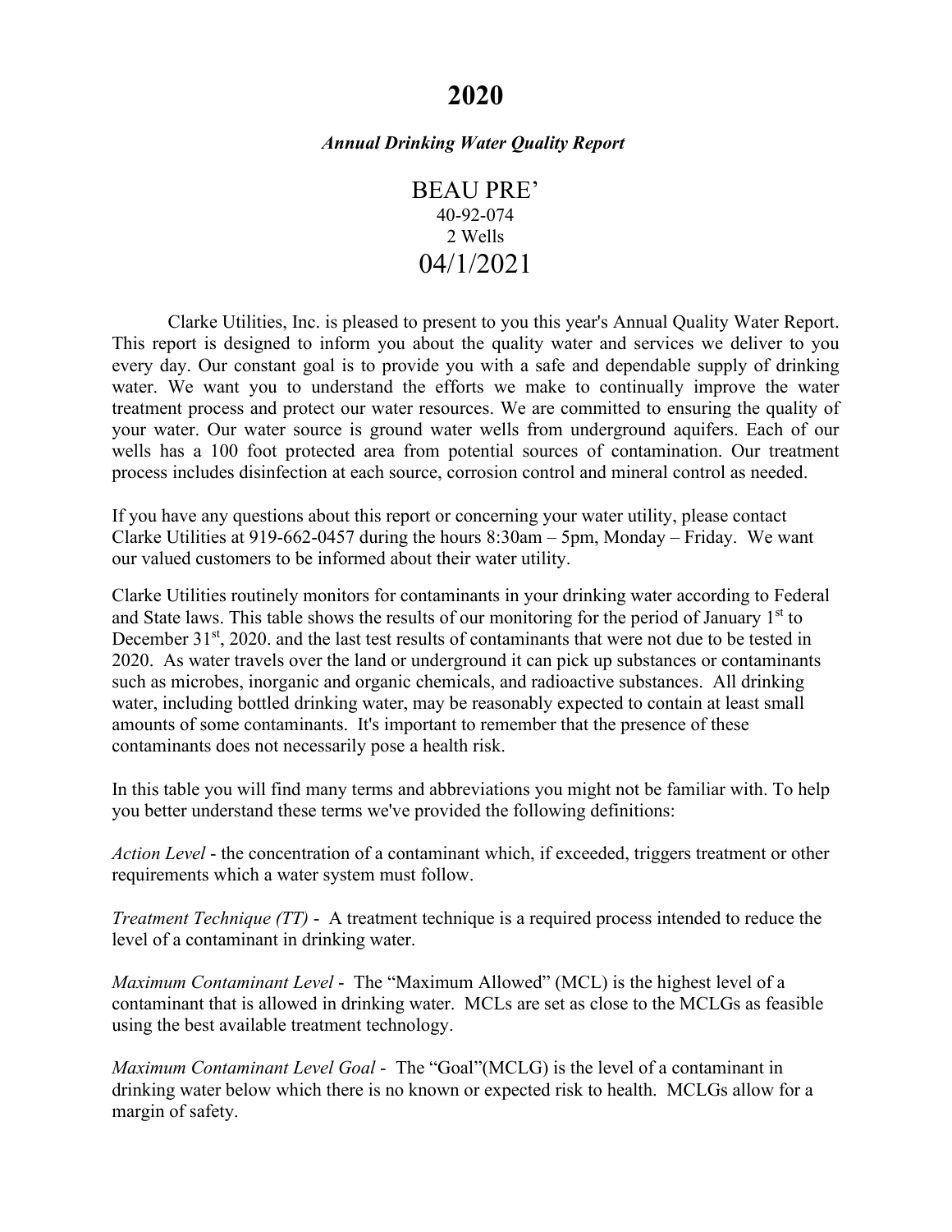# 2020

***Annual Drinking Water Quality Report***

BEAU PRE'

40-92-074

2 Wells

04/1/2021

Clarke Utilities, Inc. is pleased to present to you this year's Annual Quality Water Report. This report is designed to inform you about the quality water and services we deliver to you every day. Our constant goal is to provide you with a safe and dependable supply of drinking water. We want you to understand the efforts we make to continually improve the water treatment process and protect our water resources. We are committed to ensuring the quality of your water. Our water source is ground water wells from underground aquifers. Each of our wells has a 100 foot protected area from potential sources of contamination. Our treatment process includes disinfection at each source, corrosion control and mineral control as needed.

If you have any questions about this report or concerning your water utility, please contact Clarke Utilities at 919-662-0457 during the hours 8:30am – 5pm, Monday – Friday. We want our valued customers to be informed about their water utility.

Clarke Utilities routinely monitors for contaminants in your drinking water according to Federal and State laws. This table shows the results of our monitoring for the period of January 1st to December 31st, 2020. and the last test results of contaminants that were not due to be tested in 2020. As water travels over the land or underground it can pick up substances or contaminants such as microbes, inorganic and organic chemicals, and radioactive substances. All drinking water, including bottled drinking water, may be reasonably expected to contain at least small amounts of some contaminants. It's important to remember that the presence of these contaminants does not necessarily pose a health risk.

In this table you will find many terms and abbreviations you might not be familiar with. To help you better understand these terms we've provided the following definitions:

*Action Level* - the concentration of a contaminant which, if exceeded, triggers treatment or other requirements which a water system must follow.

*Treatment Technique (TT)* - A treatment technique is a required process intended to reduce the level of a contaminant in drinking water.

*Maximum Contaminant Level* - The "Maximum Allowed" (MCL) is the highest level of a contaminant that is allowed in drinking water. MCLs are set as close to the MCLGs as feasible using the best available treatment technology.

*Maximum Contaminant Level Goal* - The "Goal"(MCLG) is the level of a contaminant in drinking water below which there is no known or expected risk to health. MCLGs allow for a margin of safety.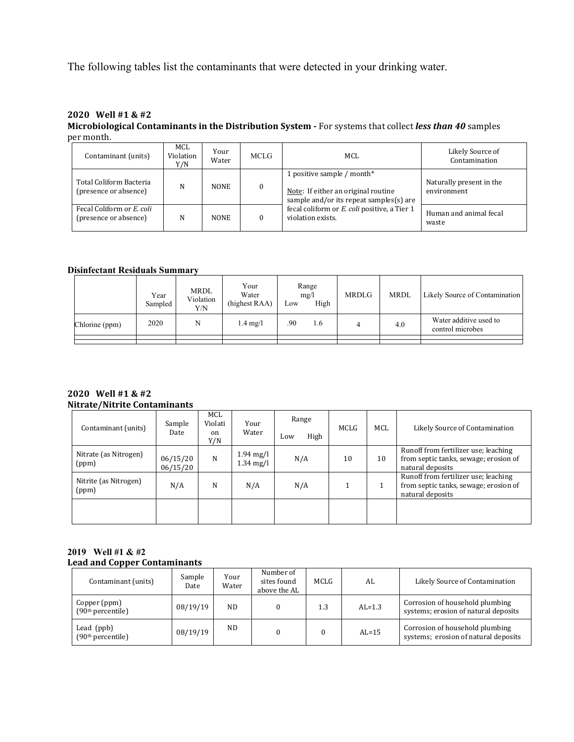The following tables list the contaminants that were detected in your drinking water.

**2020 Well #1 & #2**
**Microbiological Contaminants in the Distribution System -** For systems that collect ***less than 40*** samples per month.

| Contaminant (units) | MCL Violation Y/N | Your Water | MCLG | MCL | Likely Source of Contamination |
|---|---|---|---|---|---|
| Total Coliform Bacteria (presence or absence) | N | NONE | 0 | 1 positive sample / month* Note: If either an original routine sample and/or its repeat samples(s) are fecal coliform or *E. coli* positive, a Tier 1 violation exists. | Naturally present in the environment |
| Fecal Coliform or *E. coli* (presence or absence) | N | NONE | 0 | | Human and animal fecal waste |

**Disinfectant Residuals Summary**

| | Year Sampled | MRDL Violation Y/N | Your Water (highest RAA) | Range mg/l Low | High | MRDLG | MRDL | Likely Source of Contamination |
|---|---|---|---|---|---|---|---|---|
| Chlorine (ppm) | 2020 | N | 1.4 mg/l | .90 | 1.6 | 4 | 4.0 | Water additive used to control microbes |
| | | | | | | | | |

**2020 Well #1 & #2**
**Nitrate/Nitrite Contaminants**

| Contaminant (units) | Sample Date | MCL Violation Y/N | Your Water | Range Low | High | MCLG | MCL | Likely Source of Contamination |
|---|---|---|---|---|---|---|---|---|
| Nitrate (as Nitrogen) (ppm) | 06/15/20 06/15/20 | N | 1.94 mg/l 1.34 mg/l | N/A | | 10 | 10 | Runoff from fertilizer use; leaching from septic tanks, sewage; erosion of natural deposits |
| Nitrite (as Nitrogen) (ppm) | N/A | N | N/A | N/A | | 1 | 1 | Runoff from fertilizer use; leaching from septic tanks, sewage; erosion of natural deposits |
| | | | | | | | | |

**2019 Well #1 & #2**
**Lead and Copper Contaminants**

| Contaminant (units) | Sample Date | Your Water | Number of sites found above the AL | MCLG | AL | Likely Source of Contamination |
|---|---|---|---|---|---|---|
| Copper (ppm) (90th percentile) | 08/19/19 | ND | 0 | 1.3 | AL=1.3 | Corrosion of household plumbing systems; erosion of natural deposits |
| Lead (ppb) (90th percentile) | 08/19/19 | ND | 0 | 0 | AL=15 | Corrosion of household plumbing systems; erosion of natural deposits |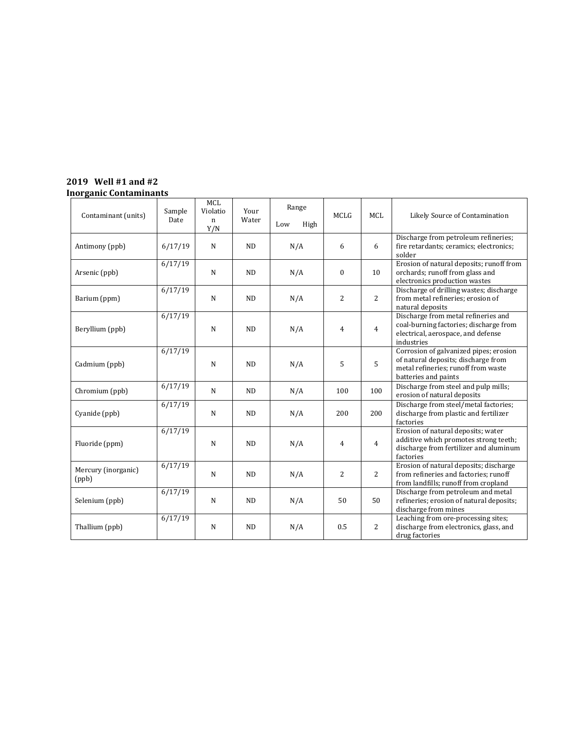**2019 Well #1 and #2**
**Inorganic Contaminants**

| Contaminant (units) | Sample Date | MCL Violation Y/N | Your Water | Range Low | Range High | MCLG | MCL | Likely Source of Contamination |
|---|---|---|---|---|---|---|---|---|
| Antimony (ppb) | 6/17/19 | N | ND | N/A | | 6 | 6 | Discharge from petroleum refineries; fire retardants; ceramics; electronics; solder |
| Arsenic (ppb) | 6/17/19 | N | ND | N/A | | 0 | 10 | Erosion of natural deposits; runoff from orchards; runoff from glass and electronics production wastes |
| Barium (ppm) | 6/17/19 | N | ND | N/A | | 2 | 2 | Discharge of drilling wastes; discharge from metal refineries; erosion of natural deposits |
| Beryllium (ppb) | 6/17/19 | N | ND | N/A | | 4 | 4 | Discharge from metal refineries and coal-burning factories; discharge from electrical, aerospace, and defense industries |
| Cadmium (ppb) | 6/17/19 | N | ND | N/A | | 5 | 5 | Corrosion of galvanized pipes; erosion of natural deposits; discharge from metal refineries; runoff from waste batteries and paints |
| Chromium (ppb) | 6/17/19 | N | ND | N/A | | 100 | 100 | Discharge from steel and pulp mills; erosion of natural deposits |
| Cyanide (ppb) | 6/17/19 | N | ND | N/A | | 200 | 200 | Discharge from steel/metal factories; discharge from plastic and fertilizer factories |
| Fluoride (ppm) | 6/17/19 | N | ND | N/A | | 4 | 4 | Erosion of natural deposits; water additive which promotes strong teeth; discharge from fertilizer and aluminum factories |
| Mercury (inorganic) (ppb) | 6/17/19 | N | ND | N/A | | 2 | 2 | Erosion of natural deposits; discharge from refineries and factories; runoff from landfills; runoff from cropland |
| Selenium (ppb) | 6/17/19 | N | ND | N/A | | 50 | 50 | Discharge from petroleum and metal refineries; erosion of natural deposits; discharge from mines |
| Thallium (ppb) | 6/17/19 | N | ND | N/A | | 0.5 | 2 | Leaching from ore-processing sites; discharge from electronics, glass, and drug factories |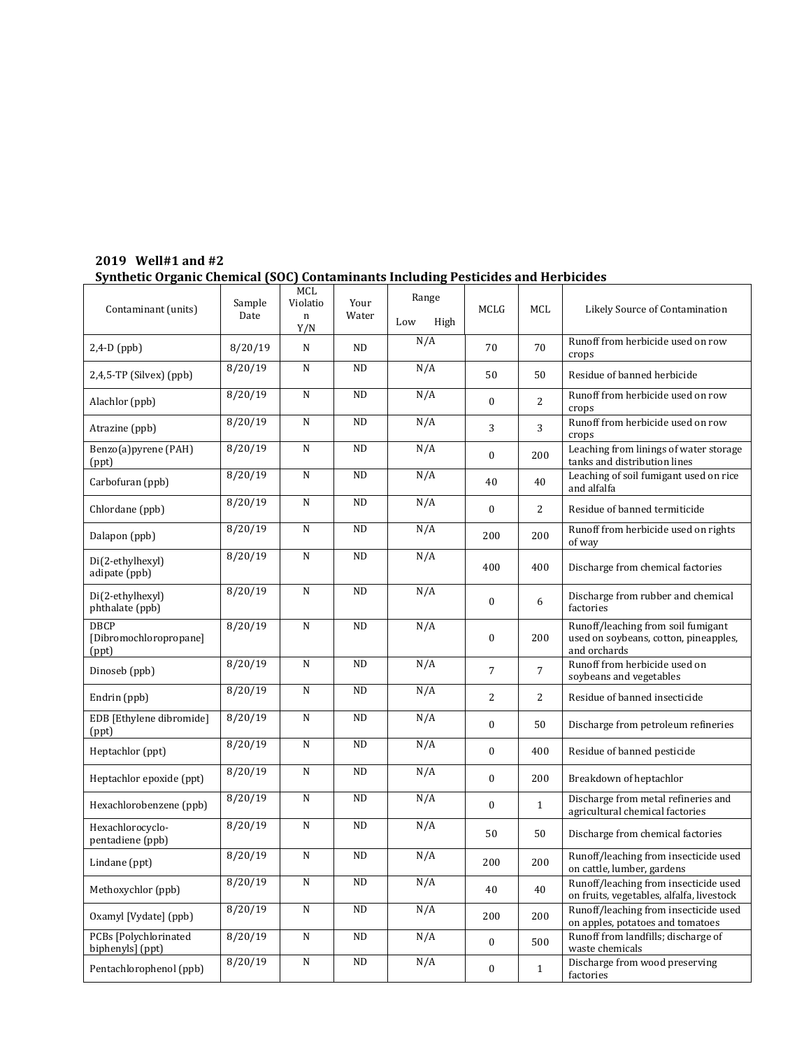**2019 Well#1 and #2**

**Synthetic Organic Chemical (SOC) Contaminants Including Pesticides and Herbicides**

| Contaminant (units) | Sample Date | MCL Violation Y/N | Your Water | Range Low High | MCLG | MCL | Likely Source of Contamination |
|---|---|---|---|---|---|---|---|
| 2,4-D (ppb) | 8/20/19 | N | ND | N/A | 70 | 70 | Runoff from herbicide used on row crops |
| 2,4,5-TP (Silvex) (ppb) | 8/20/19 | N | ND | N/A | 50 | 50 | Residue of banned herbicide |
| Alachlor (ppb) | 8/20/19 | N | ND | N/A | 0 | 2 | Runoff from herbicide used on row crops |
| Atrazine (ppb) | 8/20/19 | N | ND | N/A | 3 | 3 | Runoff from herbicide used on row crops |
| Benzo(a)pyrene (PAH) (ppt) | 8/20/19 | N | ND | N/A | 0 | 200 | Leaching from linings of water storage tanks and distribution lines |
| Carbofuran (ppb) | 8/20/19 | N | ND | N/A | 40 | 40 | Leaching of soil fumigant used on rice and alfalfa |
| Chlordane (ppb) | 8/20/19 | N | ND | N/A | 0 | 2 | Residue of banned termiticide |
| Dalapon (ppb) | 8/20/19 | N | ND | N/A | 200 | 200 | Runoff from herbicide used on rights of way |
| Di(2-ethylhexyl) adipate (ppb) | 8/20/19 | N | ND | N/A | 400 | 400 | Discharge from chemical factories |
| Di(2-ethylhexyl) phthalate (ppb) | 8/20/19 | N | ND | N/A | 0 | 6 | Discharge from rubber and chemical factories |
| DBCP [Dibromochloropropane] (ppt) | 8/20/19 | N | ND | N/A | 0 | 200 | Runoff/leaching from soil fumigant used on soybeans, cotton, pineapples, and orchards |
| Dinoseb (ppb) | 8/20/19 | N | ND | N/A | 7 | 7 | Runoff from herbicide used on soybeans and vegetables |
| Endrin (ppb) | 8/20/19 | N | ND | N/A | 2 | 2 | Residue of banned insecticide |
| EDB [Ethylene dibromide] (ppt) | 8/20/19 | N | ND | N/A | 0 | 50 | Discharge from petroleum refineries |
| Heptachlor (ppt) | 8/20/19 | N | ND | N/A | 0 | 400 | Residue of banned pesticide |
| Heptachlor epoxide (ppt) | 8/20/19 | N | ND | N/A | 0 | 200 | Breakdown of heptachlor |
| Hexachlorobenzene (ppb) | 8/20/19 | N | ND | N/A | 0 | 1 | Discharge from metal refineries and agricultural chemical factories |
| Hexachlorocyclo-pentadiene (ppb) | 8/20/19 | N | ND | N/A | 50 | 50 | Discharge from chemical factories |
| Lindane (ppt) | 8/20/19 | N | ND | N/A | 200 | 200 | Runoff/leaching from insecticide used on cattle, lumber, gardens |
| Methoxychlor (ppb) | 8/20/19 | N | ND | N/A | 40 | 40 | Runoff/leaching from insecticide used on fruits, vegetables, alfalfa, livestock |
| Oxamyl [Vydate] (ppb) | 8/20/19 | N | ND | N/A | 200 | 200 | Runoff/leaching from insecticide used on apples, potatoes and tomatoes |
| PCBs [Polychlorinated biphenyls] (ppt) | 8/20/19 | N | ND | N/A | 0 | 500 | Runoff from landfills; discharge of waste chemicals |
| Pentachlorophenol (ppb) | 8/20/19 | N | ND | N/A | 0 | 1 | Discharge from wood preserving factories |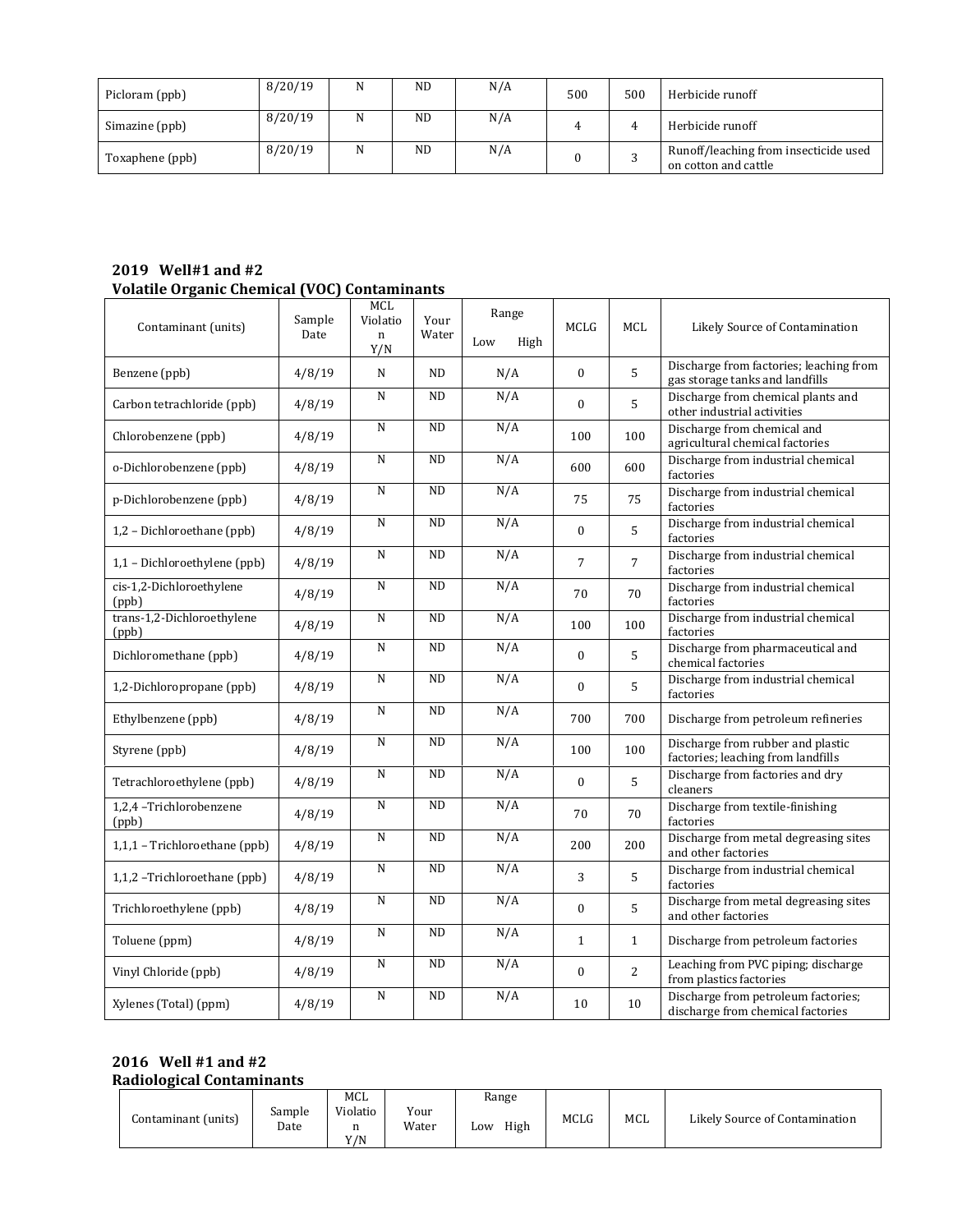| Picloram (ppb) | 8/20/19 | N | ND | N/A | 500 | 500 | Herbicide runoff |
|---|---|---|---|---|---|---|---|
| Simazine (ppb) | 8/20/19 | N | ND | N/A | 4 | 4 | Herbicide runoff |
| Toxaphene (ppb) | 8/20/19 | N | ND | N/A | 0 | 3 | Runoff/leaching from insecticide used on cotton and cattle |

**2019 Well#1 and #2**
**Volatile Organic Chemical (VOC) Contaminants**

| Contaminant (units) | Sample Date | MCL Violation Y/N | Your Water | Range Low High | MCLG | MCL | Likely Source of Contamination |
|---|---|---|---|---|---|---|---|
| Benzene (ppb) | 4/8/19 | N | ND | N/A | 0 | 5 | Discharge from factories; leaching from gas storage tanks and landfills |
| Carbon tetrachloride (ppb) | 4/8/19 | N | ND | N/A | 0 | 5 | Discharge from chemical plants and other industrial activities |
| Chlorobenzene (ppb) | 4/8/19 | N | ND | N/A | 100 | 100 | Discharge from chemical and agricultural chemical factories |
| o-Dichlorobenzene (ppb) | 4/8/19 | N | ND | N/A | 600 | 600 | Discharge from industrial chemical factories |
| p-Dichlorobenzene (ppb) | 4/8/19 | N | ND | N/A | 75 | 75 | Discharge from industrial chemical factories |
| 1,2 – Dichloroethane (ppb) | 4/8/19 | N | ND | N/A | 0 | 5 | Discharge from industrial chemical factories |
| 1,1 – Dichloroethylene (ppb) | 4/8/19 | N | ND | N/A | 7 | 7 | Discharge from industrial chemical factories |
| cis-1,2-Dichloroethylene (ppb) | 4/8/19 | N | ND | N/A | 70 | 70 | Discharge from industrial chemical factories |
| trans-1,2-Dichloroethylene (ppb) | 4/8/19 | N | ND | N/A | 100 | 100 | Discharge from industrial chemical factories |
| Dichloromethane (ppb) | 4/8/19 | N | ND | N/A | 0 | 5 | Discharge from pharmaceutical and chemical factories |
| 1,2-Dichloropropane (ppb) | 4/8/19 | N | ND | N/A | 0 | 5 | Discharge from industrial chemical factories |
| Ethylbenzene (ppb) | 4/8/19 | N | ND | N/A | 700 | 700 | Discharge from petroleum refineries |
| Styrene (ppb) | 4/8/19 | N | ND | N/A | 100 | 100 | Discharge from rubber and plastic factories; leaching from landfills |
| Tetrachloroethylene (ppb) | 4/8/19 | N | ND | N/A | 0 | 5 | Discharge from factories and dry cleaners |
| 1,2,4 –Trichlorobenzene (ppb) | 4/8/19 | N | ND | N/A | 70 | 70 | Discharge from textile-finishing factories |
| 1,1,1 – Trichloroethane (ppb) | 4/8/19 | N | ND | N/A | 200 | 200 | Discharge from metal degreasing sites and other factories |
| 1,1,2 –Trichloroethane (ppb) | 4/8/19 | N | ND | N/A | 3 | 5 | Discharge from industrial chemical factories |
| Trichloroethylene (ppb) | 4/8/19 | N | ND | N/A | 0 | 5 | Discharge from metal degreasing sites and other factories |
| Toluene (ppm) | 4/8/19 | N | ND | N/A | 1 | 1 | Discharge from petroleum factories |
| Vinyl Chloride (ppb) | 4/8/19 | N | ND | N/A | 0 | 2 | Leaching from PVC piping; discharge from plastics factories |
| Xylenes (Total) (ppm) | 4/8/19 | N | ND | N/A | 10 | 10 | Discharge from petroleum factories; discharge from chemical factories |

**2016 Well #1 and #2**
**Radiological Contaminants**

| Contaminant (units) | Sample Date | MCL Violation Y/N | Your Water | Range Low High | MCLG | MCL | Likely Source of Contamination |
|---|---|---|---|---|---|---|---|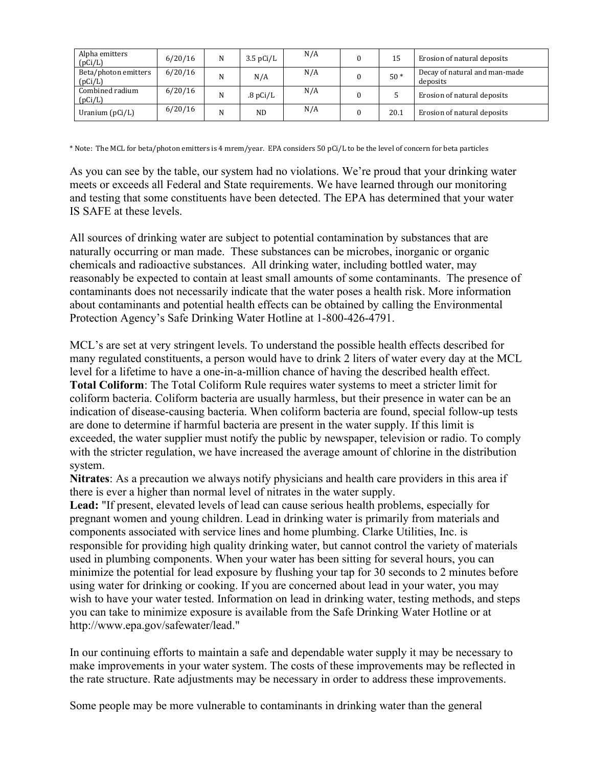| Alpha emitters (pCi/L) | 6/20/16 | N | 3.5 pCi/L | N/A | 0 | 15 | Erosion of natural deposits |
|---|---|---|---|---|---|---|---|
| Beta/photon emitters (pCi/L) | 6/20/16 | N | N/A | N/A | 0 | 50 * | Decay of natural and man-made deposits |
| Combined radium (pCi/L) | 6/20/16 | N | .8 pCi/L | N/A | 0 | 5 | Erosion of natural deposits |
| Uranium (pCi/L) | 6/20/16 | N | ND | N/A | 0 | 20.1 | Erosion of natural deposits |

* Note: The MCL for beta/photon emitters is 4 mrem/year. EPA considers 50 pCi/L to be the level of concern for beta particles

As you can see by the table, our system had no violations. We're proud that your drinking water meets or exceeds all Federal and State requirements. We have learned through our monitoring and testing that some constituents have been detected. The EPA has determined that your water IS SAFE at these levels.

All sources of drinking water are subject to potential contamination by substances that are naturally occurring or man made. These substances can be microbes, inorganic or organic chemicals and radioactive substances. All drinking water, including bottled water, may reasonably be expected to contain at least small amounts of some contaminants. The presence of contaminants does not necessarily indicate that the water poses a health risk. More information about contaminants and potential health effects can be obtained by calling the Environmental Protection Agency's Safe Drinking Water Hotline at 1-800-426-4791.

MCL's are set at very stringent levels. To understand the possible health effects described for many regulated constituents, a person would have to drink 2 liters of water every day at the MCL level for a lifetime to have a one-in-a-million chance of having the described health effect.
**Total Coliform**: The Total Coliform Rule requires water systems to meet a stricter limit for coliform bacteria. Coliform bacteria are usually harmless, but their presence in water can be an indication of disease-causing bacteria. When coliform bacteria are found, special follow-up tests are done to determine if harmful bacteria are present in the water supply. If this limit is exceeded, the water supplier must notify the public by newspaper, television or radio. To comply with the stricter regulation, we have increased the average amount of chlorine in the distribution system.
**Nitrates**: As a precaution we always notify physicians and health care providers in this area if there is ever a higher than normal level of nitrates in the water supply.
**Lead:** "If present, elevated levels of lead can cause serious health problems, especially for pregnant women and young children. Lead in drinking water is primarily from materials and components associated with service lines and home plumbing. Clarke Utilities, Inc. is responsible for providing high quality drinking water, but cannot control the variety of materials used in plumbing components. When your water has been sitting for several hours, you can minimize the potential for lead exposure by flushing your tap for 30 seconds to 2 minutes before using water for drinking or cooking. If you are concerned about lead in your water, you may wish to have your water tested. Information on lead in drinking water, testing methods, and steps you can take to minimize exposure is available from the Safe Drinking Water Hotline or at http://www.epa.gov/safewater/lead."

In our continuing efforts to maintain a safe and dependable water supply it may be necessary to make improvements in your water system. The costs of these improvements may be reflected in the rate structure. Rate adjustments may be necessary in order to address these improvements.

Some people may be more vulnerable to contaminants in drinking water than the general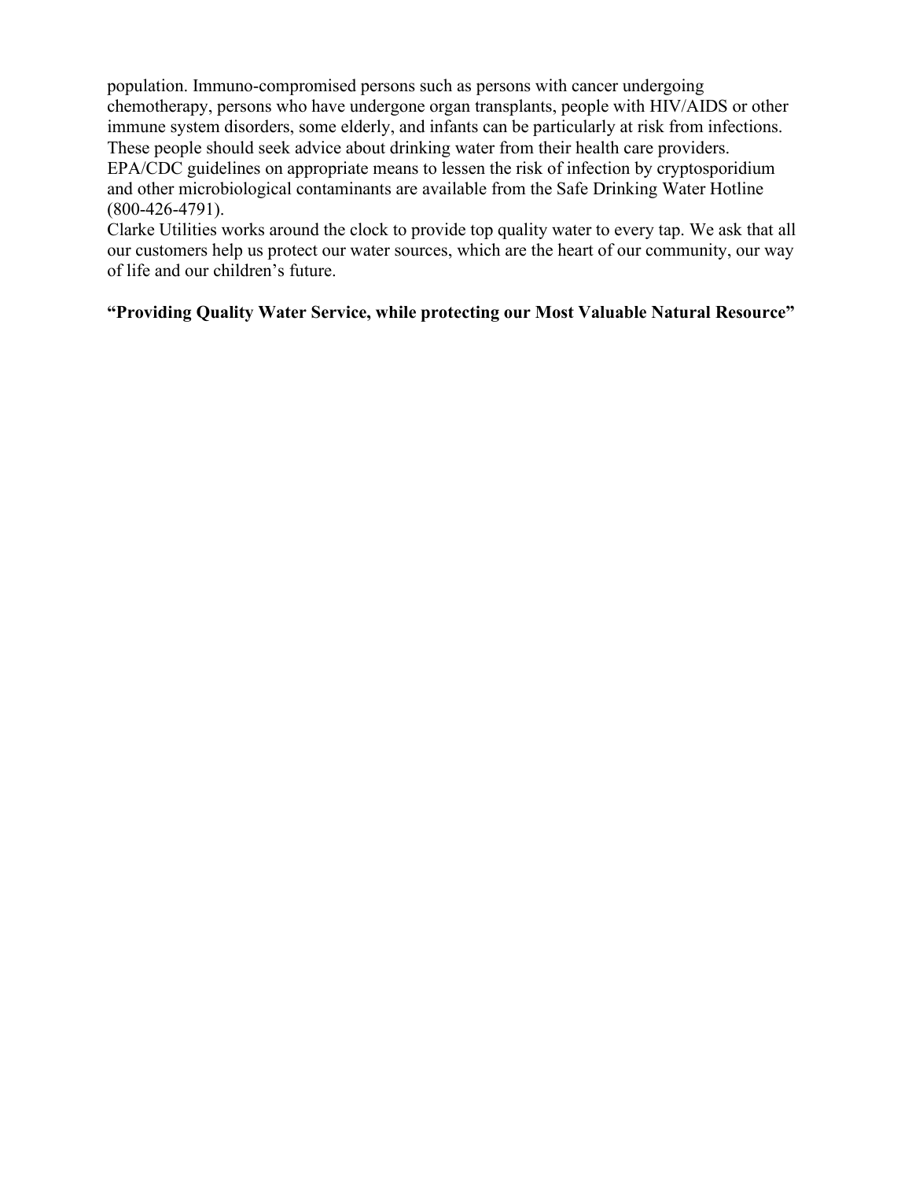population. Immuno-compromised persons such as persons with cancer undergoing chemotherapy, persons who have undergone organ transplants, people with HIV/AIDS or other immune system disorders, some elderly, and infants can be particularly at risk from infections. These people should seek advice about drinking water from their health care providers.

EPA/CDC guidelines on appropriate means to lessen the risk of infection by cryptosporidium and other microbiological contaminants are available from the Safe Drinking Water Hotline (800-426-4791).

Clarke Utilities works around the clock to provide top quality water to every tap. We ask that all our customers help us protect our water sources, which are the heart of our community, our way of life and our children's future.

**"Providing Quality Water Service, while protecting our Most Valuable Natural Resource"**